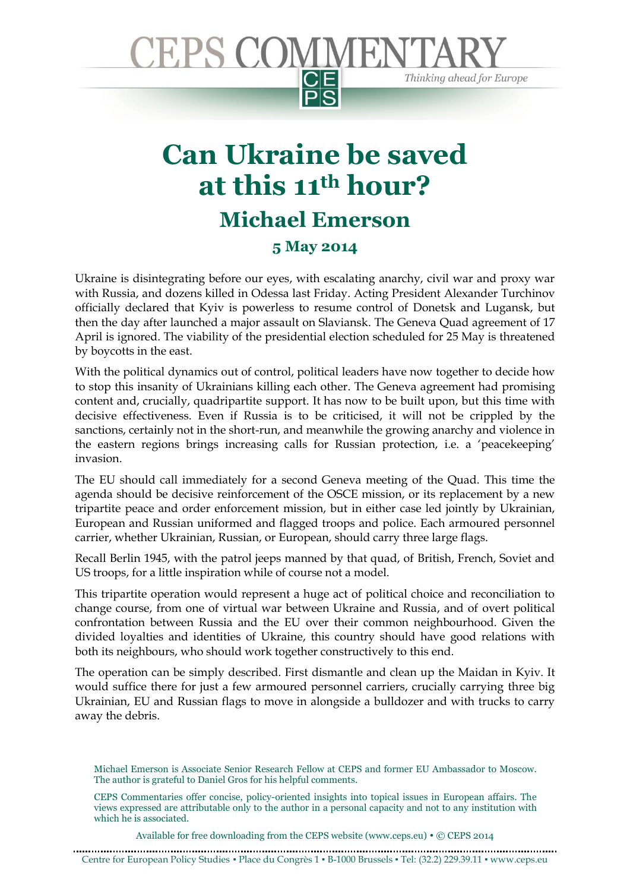# CEPS COMMENTARY

*Thinking ahead for Europe*

# Can Ukraine be saved at this 11th hour?

## Michael Emerson

### 5 May 2014

Ukraine is disintegrating before our eyes, with escalating anarchy, civil war and proxy war with Russia, and dozens killed in Odessa last Friday. Acting President Alexander Turchinov officially declared that Kyiv is powerless to resume control of Donetsk and Lugansk, but then the day after launched a major assault on Slaviansk. The Geneva Quad agreement of 17 April is ignored. The viability of the presidential election scheduled for 25 May is threatened by boycotts in the east.

With the political dynamics out of control, political leaders have now together to decide how to stop this insanity of Ukrainians killing each other. The Geneva agreement had promising content and, crucially, quadripartite support. It has now to be built upon, but this time with decisive effectiveness. Even if Russia is to be criticised, it will not be crippled by the sanctions, certainly not in the short-run, and meanwhile the growing anarchy and violence in the eastern regions brings increasing calls for Russian protection, i.e. a 'peacekeeping' invasion.

The EU should call immediately for a second Geneva meeting of the Quad. This time the agenda should be decisive reinforcement of the OSCE mission, or its replacement by a new tripartite peace and order enforcement mission, but in either case led jointly by Ukrainian, European and Russian uniformed and flagged troops and police. Each armoured personnel carrier, whether Ukrainian, Russian, or European, should carry three large flags.

Recall Berlin 1945, with the patrol jeeps manned by that quad, of British, French, Soviet and US troops, for a little inspiration while of course not a model.

This tripartite operation would represent a huge act of political choice and reconciliation to change course, from one of virtual war between Ukraine and Russia, and of overt political confrontation between Russia and the EU over their common neighbourhood. Given the divided loyalties and identities of Ukraine, this country should have good relations with both its neighbours, who should work together constructively to this end.

The operation can be simply described. First dismantle and clean up the Maidan in Kyiv. It would suffice there for just a few armoured personnel carriers, crucially carrying three big Ukrainian, EU and Russian flags to move in alongside a bulldozer and with trucks to carry away the debris.

Michael Emerson is Associate Senior Research Fellow at CEPS and former EU Ambassador for Moscow. The author is grateful to Daniel Gros for his helpful comments.

CEPS Commentaries offer concise, policy-oriented insights into topical issues in European affairs. The views expressed are attributable only to the author in a personal capacity and not to any institution with which he is associated.

Available for free downloading from the CEPS website (www.ceps.eu) • © CEPS 2014

Centre for European Policy Studies • Place du Congrès 1 • B-1000 Brussels • Tel: (32.2) 229.39.11 • www.ceps.eu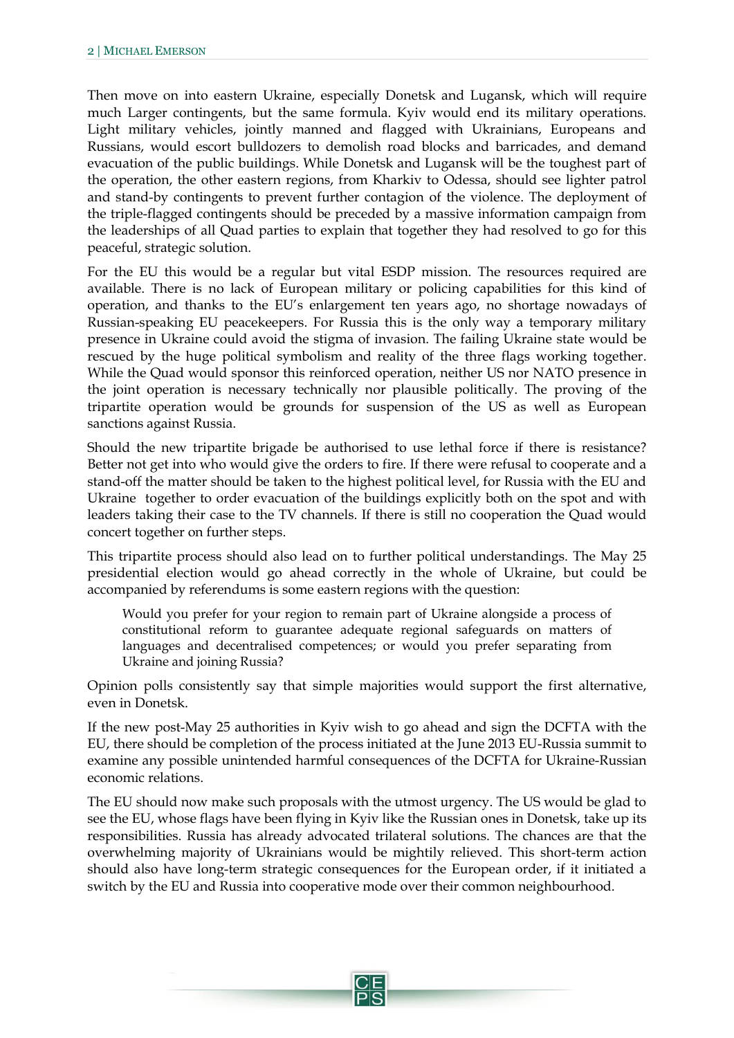Then move on into eastern Ukraine, especially Donetsk and Lugansk, which will require much Larger contingents, but the same formula. Kyiv would end its military operations. Light military vehicles, jointly manned and flagged with Ukrainians, Europeans and Russians, would escort bulldozers to demolish road blocks and barricades, and demand evacuation of the public buildings. While Donetsk and Lugansk will be the toughest part of the operation, the other eastern regions, from Kharkiv to Odessa, should see lighter patrol and stand-by contingents to prevent further contagion of the violence. The deployment of the triple-flagged contingents should be preceded by a massive information campaign from the leaderships of all Quad parties to explain that together they had resolved to go for this peaceful, strategic solution.

For the EU this would be a regular but vital ESDP mission. The resources required are available. There is no lack of European military or policing capabilities for this kind of operation, and thanks to the EU's enlargement ten years ago, no shortage nowadays of Russian-speaking EU peacekeepers. For Russia this is the only way a temporary military presence in Ukraine could avoid the stigma of invasion. The failing Ukraine state would be rescued by the huge political symbolism and reality of the three flags working together. While the Quad would sponsor this reinforced operation, neither US nor NATO presence in the joint operation is necessary technically nor plausible politically. The proving of the tripartite operation would be grounds for suspension of the US as well as European sanctions against Russia.

Should the new tripartite brigade be authorised to use lethal force if there is resistance? Better not get into who would give the orders to fire. If there were refusal to cooperate and a stand-off the matter should be taken to the highest political level, for Russia with the EU and Ukraine together to order evacuation of the buildings explicitly both on the spot and with leaders taking their case to the TV channels. If there is still no cooperation the Quad would concert together on further steps.

This tripartite process should also lead on to further political understandings. The May 25 presidential election would go ahead correctly in the whole of Ukraine, but could be accompanied by referendums is some eastern regions with the question:

> Would you prefer for your region to remain part of Ukraine alongside a process of constitutional reform to guarantee adequate regional safeguards on matters of languages and decentralised competences; or would you prefer separating from Ukraine and joining Russia?

Opinion polls consistently say that simple majorities would support the first alternative, even in Donetsk.

If the new post-May 25 authorities in Kyiv wish to go ahead and sign the DCFTA with the EU, there should be completion of the process initiated at the June 2013 EU-Russia summit to examine any possible unintended harmful consequences of the DCFTA for Ukraine-Russian economic relations.

The EU should now make such proposals with the utmost urgency. The US would be glad to see the EU, whose flags have been flying in Kyiv like the Russian ones in Donetsk, take up its responsibilities. Russia has already advocated trilateral solutions. The chances are that the overwhelming majority of Ukrainians would be mightily relieved. This short-term action should also have long-term strategic consequences for the European order, if it initiated a switch by the EU and Russia into cooperative mode over their common neighbourhood.